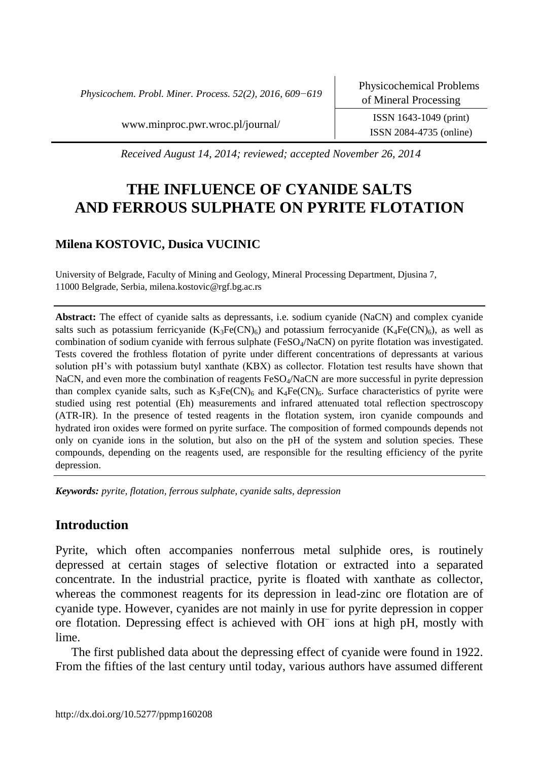*Received August 14, 2014; reviewed; accepted November 26, 2014*

# THE INFLUENCE OF CYANIDE SALTS AND FERROUS SULPHATE ON PYRITE FLOTATION

**Milena KOSTOVIC, Dusica VUCINIC**

University of Belgrade, Faculty of Mining and Geology, Mineral Processing Department, Djusina 7, 11000 Belgrade, Serbia, milena.kostovic@rgf.bg.ac.rs

**Abstract:** The effect of cyanide salts as depressants, i.e. sodium cyanide (NaCN) and complex cyanide salts such as potassium ferricyanide ($K_3Fe(CN)_6$) and potassium ferrocyanide ($K_4Fe(CN)_6$), as well as combination of sodium cyanide with ferrous sulphate ($FeSO_4$/NaCN) on pyrite flotation was investigated. Tests covered the frothless flotation of pyrite under different concentrations of depressants at various solution pH's with potassium butyl xanthate (KBX) as collector. Flotation test results have shown that NaCN, and even more the combination of reagents $FeSO_4$/NaCN are more successful in pyrite depression than complex cyanide salts, such as $K_3Fe(CN)_6$ and $K_4Fe(CN)_6$. Surface characteristics of pyrite were studied using rest potential (Eh) measurements and infrared attenuated total reflection spectroscopy (ATR-IR). In the presence of tested reagents in the flotation system, iron cyanide compounds and hydrated iron oxides were formed on pyrite surface. The composition of formed compounds depends not only on cyanide ions in the solution, but also on the pH of the system and solution species. These compounds, depending on the reagents used, are responsible for the resulting efficiency of the pyrite depression.

***Keywords:** pyrite, flotation, ferrous sulphate, cyanide salts, depression*

## Introduction

Pyrite, which often accompanies nonferrous metal sulphide ores, is routinely depressed at certain stages of selective flotation or extracted into a separated concentrate. In the industrial practice, pyrite is floated with xanthate as collector, whereas the commonest reagents for its depression in lead-zinc ore flotation are of cyanide type. However, cyanides are not mainly in use for pyrite depression in copper ore flotation. Depressing effect is achieved with $OH^-$ ions at high pH, mostly with lime.

The first published data about the depressing effect of cyanide were found in 1922. From the fifties of the last century until today, various authors have assumed different

http://dx.doi.org/10.5277/ppmp160208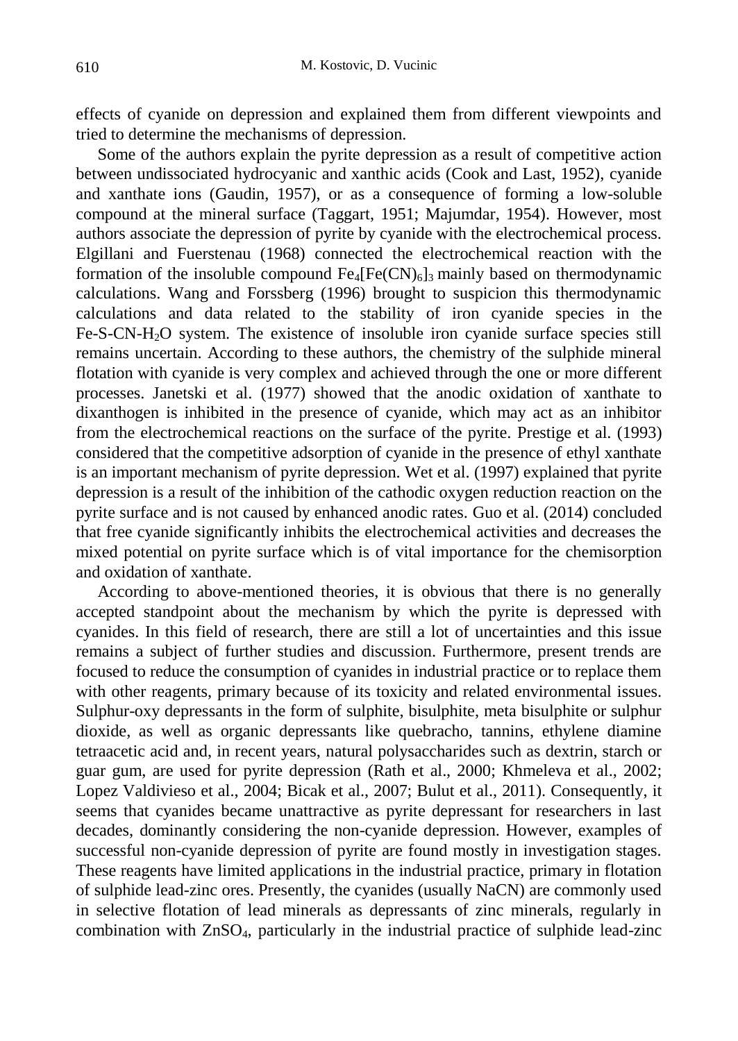effects of cyanide on depression and explained them from different viewpoints and tried to determine the mechanisms of depression.

Some of the authors explain the pyrite depression as a result of competitive action between undissociated hydrocyanic and xanthic acids (Cook and Last, 1952), cyanide and xanthate ions (Gaudin, 1957), or as a consequence of forming a low-soluble compound at the mineral surface (Taggart, 1951; Majumdar, 1954). However, most authors associate the depression of pyrite by cyanide with the electrochemical process. Elgillani and Fuerstenau (1968) connected the electrochemical reaction with the formation of the insoluble compound $Fe_4[Fe(CN)_6]_3$ mainly based on thermodynamic calculations. Wang and Forssberg (1996) brought to suspicion this thermodynamic calculations and data related to the stability of iron cyanide species in the Fe-S-CN-$H_2O$ system. The existence of insoluble iron cyanide surface species still remains uncertain. According to these authors, the chemistry of the sulphide mineral flotation with cyanide is very complex and achieved through the one or more different processes. Janetski et al. (1977) showed that the anodic oxidation of xanthate to dixanthogen is inhibited in the presence of cyanide, which may act as an inhibitor from the electrochemical reactions on the surface of the pyrite. Prestige et al. (1993) considered that the competitive adsorption of cyanide in the presence of ethyl xanthate is an important mechanism of pyrite depression. Wet et al. (1997) explained that pyrite depression is a result of the inhibition of the cathodic oxygen reduction reaction on the pyrite surface and is not caused by enhanced anodic rates. Guo et al. (2014) concluded that free cyanide significantly inhibits the electrochemical activities and decreases the mixed potential on pyrite surface which is of vital importance for the chemisorption and oxidation of xanthate.

According to above-mentioned theories, it is obvious that there is no generally accepted standpoint about the mechanism by which the pyrite is depressed with cyanides. In this field of research, there are still a lot of uncertainties and this issue remains a subject of further studies and discussion. Furthermore, present trends are focused to reduce the consumption of cyanides in industrial practice or to replace them with other reagents, primary because of its toxicity and related environmental issues. Sulphur-oxy depressants in the form of sulphite, bisulphite, meta bisulphite or sulphur dioxide, as well as organic depressants like quebracho, tannins, ethylene diamine tetraacetic acid and, in recent years, natural polysaccharides such as dextrin, starch or guar gum, are used for pyrite depression (Rath et al., 2000; Khmeleva et al., 2002; Lopez Valdivieso et al., 2004; Bicak et al., 2007; Bulut et al., 2011). Consequently, it seems that cyanides became unattractive as pyrite depressant for researchers in last decades, dominantly considering the non-cyanide depression. However, examples of successful non-cyanide depression of pyrite are found mostly in investigation stages. These reagents have limited applications in the industrial practice, primary in flotation of sulphide lead-zinc ores. Presently, the cyanides (usually NaCN) are commonly used in selective flotation of lead minerals as depressants of zinc minerals, regularly in combination with $ZnSO_4$, particularly in the industrial practice of sulphide lead-zinc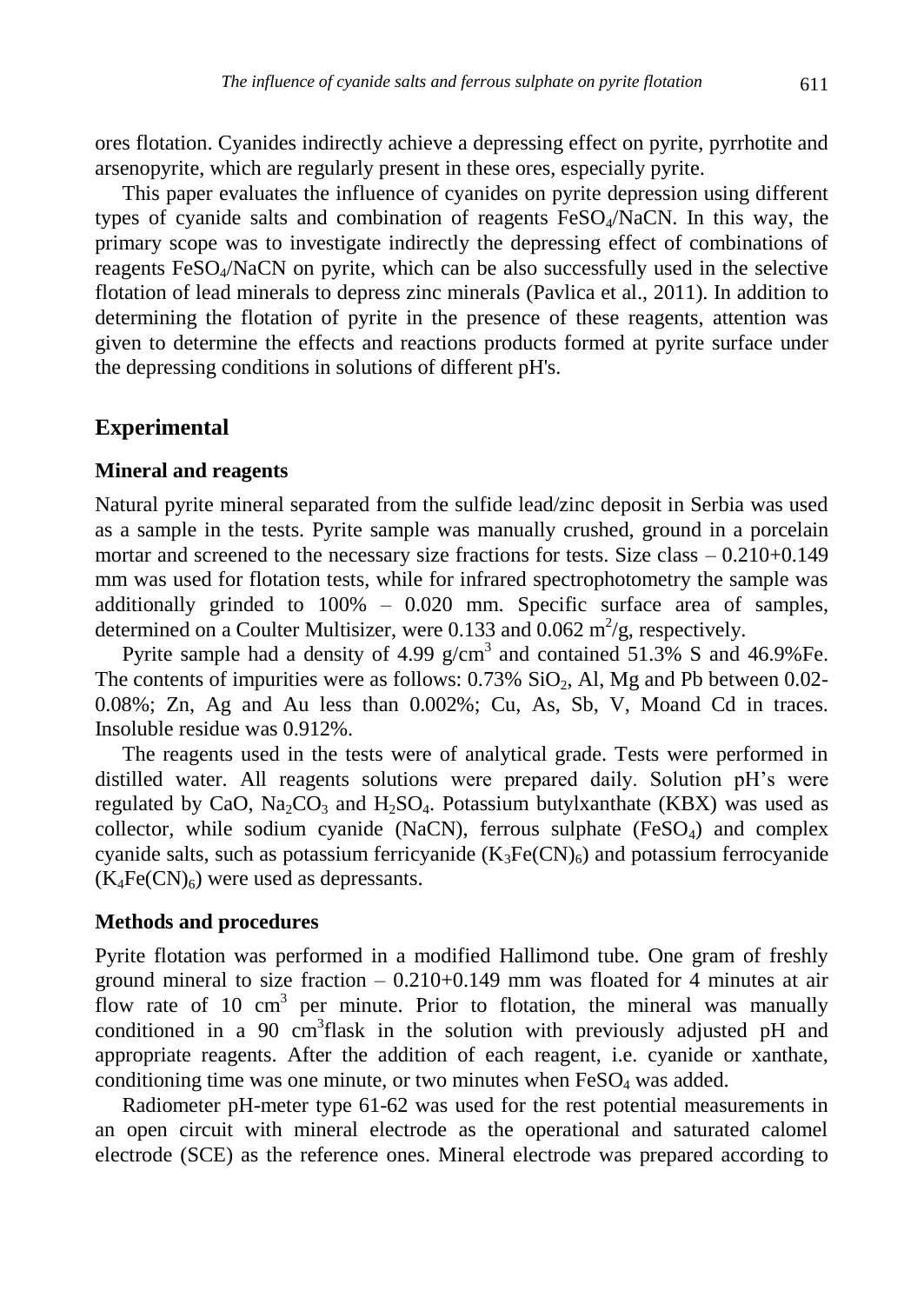ores flotation. Cyanides indirectly achieve a depressing effect on pyrite, pyrrhotite and arsenopyrite, which are regularly present in these ores, especially pyrite.

This paper evaluates the influence of cyanides on pyrite depression using different types of cyanide salts and combination of reagents $FeSO_4$/NaCN. In this way, the primary scope was to investigate indirectly the depressing effect of combinations of reagents $FeSO_4$/NaCN on pyrite, which can be also successfully used in the selective flotation of lead minerals to depress zinc minerals (Pavlica et al., 2011). In addition to determining the flotation of pyrite in the presence of these reagents, attention was given to determine the effects and reactions products formed at pyrite surface under the depressing conditions in solutions of different pH's.

## Experimental

### Mineral and reagents

Natural pyrite mineral separated from the sulfide lead/zinc deposit in Serbia was used as a sample in the tests. Pyrite sample was manually crushed, ground in a porcelain mortar and screened to the necessary size fractions for tests. Size class – 0.210+0.149 mm was used for flotation tests, while for infrared spectrophotometry the sample was additionally grinded to 100% – 0.020 mm. Specific surface area of samples, determined on a Coulter Multisizer, were 0.133 and 0.062 $m^2$/g, respectively.

Pyrite sample had a density of 4.99 g/$cm^3$ and contained 51.3% S and 46.9%Fe. The contents of impurities were as follows: 0.73% $SiO_2$, Al, Mg and Pb between 0.02-0.08%; Zn, Ag and Au less than 0.002%; Cu, As, Sb, V, Moand Cd in traces. Insoluble residue was 0.912%.

The reagents used in the tests were of analytical grade. Tests were performed in distilled water. All reagents solutions were prepared daily. Solution pH's were regulated by CaO, $Na_2CO_3$ and $H_2SO_4$. Potassium butylxanthate (KBX) was used as collector, while sodium cyanide (NaCN), ferrous sulphate ($FeSO_4$) and complex cyanide salts, such as potassium ferricyanide ($K_3Fe(CN)_6$) and potassium ferrocyanide ($K_4Fe(CN)_6$) were used as depressants.

### Methods and procedures

Pyrite flotation was performed in a modified Hallimond tube. One gram of freshly ground mineral to size fraction – 0.210+0.149 mm was floated for 4 minutes at air flow rate of 10 $cm^3$ per minute. Prior to flotation, the mineral was manually conditioned in a 90 $cm^3$flask in the solution with previously adjusted pH and appropriate reagents. After the addition of each reagent, i.e. cyanide or xanthate, conditioning time was one minute, or two minutes when $FeSO_4$ was added.

Radiometer pH-meter type 61-62 was used for the rest potential measurements in an open circuit with mineral electrode as the operational and saturated calomel electrode (SCE) as the reference ones. Mineral electrode was prepared according to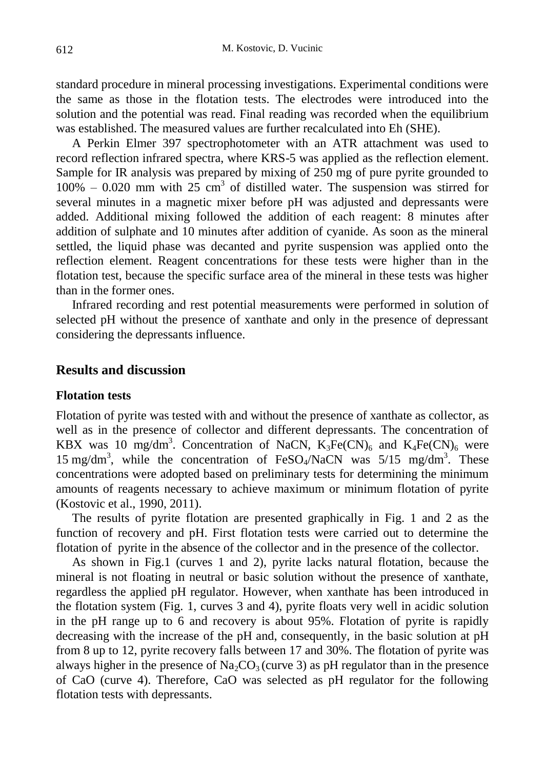standard procedure in mineral processing investigations. Experimental conditions were the same as those in the flotation tests. The electrodes were introduced into the solution and the potential was read. Final reading was recorded when the equilibrium was established. The measured values are further recalculated into Eh (SHE).

A Perkin Elmer 397 spectrophotometer with an ATR attachment was used to record reflection infrared spectra, where KRS-5 was applied as the reflection element. Sample for IR analysis was prepared by mixing of 250 mg of pure pyrite grounded to 100% – 0.020 mm with 25 $cm^3$ of distilled water. The suspension was stirred for several minutes in a magnetic mixer before pH was adjusted and depressants were added. Additional mixing followed the addition of each reagent: 8 minutes after addition of sulphate and 10 minutes after addition of cyanide. As soon as the mineral settled, the liquid phase was decanted and pyrite suspension was applied onto the reflection element. Reagent concentrations for these tests were higher than in the flotation test, because the specific surface area of the mineral in these tests was higher than in the former ones.

Infrared recording and rest potential measurements were performed in solution of selected pH without the presence of xanthate and only in the presence of depressant considering the depressants influence.

## Results and discussion

### Flotation tests

Flotation of pyrite was tested with and without the presence of xanthate as collector, as well as in the presence of collector and different depressants. The concentration of KBX was 10 mg/$dm^3$. Concentration of NaCN, $K_3Fe(CN)_6$ and $K_4Fe(CN)_6$ were 15 mg/$dm^3$, while the concentration of $FeSO_4$/NaCN was 5/15 mg/$dm^3$. These concentrations were adopted based on preliminary tests for determining the minimum amounts of reagents necessary to achieve maximum or minimum flotation of pyrite (Kostovic et al., 1990, 2011).

The results of pyrite flotation are presented graphically in Fig. 1 and 2 as the function of recovery and pH. First flotation tests were carried out to determine the flotation of pyrite in the absence of the collector and in the presence of the collector.

As shown in Fig.1 (curves 1 and 2), pyrite lacks natural flotation, because the mineral is not floating in neutral or basic solution without the presence of xanthate, regardless the applied pH regulator. However, when xanthate has been introduced in the flotation system (Fig. 1, curves 3 and 4), pyrite floats very well in acidic solution in the pH range up to 6 and recovery is about 95%. Flotation of pyrite is rapidly decreasing with the increase of the pH and, consequently, in the basic solution at pH from 8 up to 12, pyrite recovery falls between 17 and 30%. The flotation of pyrite was always higher in the presence of $Na_2CO_3$ (curve 3) as pH regulator than in the presence of CaO (curve 4). Therefore, CaO was selected as pH regulator for the following flotation tests with depressants.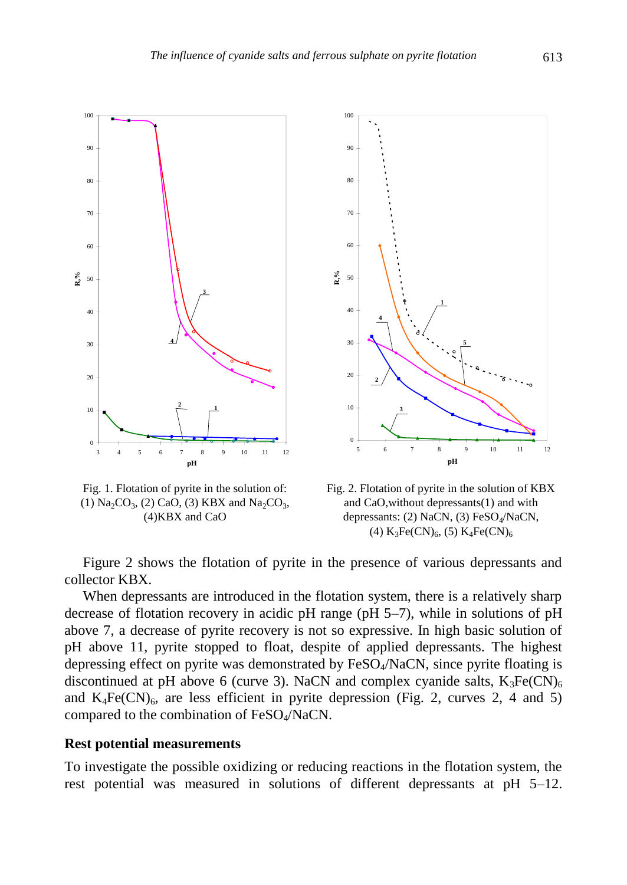Fig. 1. Flotation of pyrite in the solution of: (1) $Na_2CO_3$, (2) CaO, (3) KBX and $Na_2CO_3$, (4)KBX and CaO

Fig. 2. Flotation of pyrite in the solution of KBX and CaO,without depressants(1) and with depressants: (2) NaCN, (3) $FeSO_4$/NaCN, (4) $K_3Fe(CN)_6$, (5) $K_4Fe(CN)_6$

Figure 2 shows the flotation of pyrite in the presence of various depressants and collector KBX.

When depressants are introduced in the flotation system, there is a relatively sharp decrease of flotation recovery in acidic pH range (pH 5–7), while in solutions of pH above 7, a decrease of pyrite recovery is not so expressive. In high basic solution of pH above 11, pyrite stopped to float, despite of applied depressants. The highest depressing effect on pyrite was demonstrated by $FeSO_4$/NaCN, since pyrite floating is discontinued at pH above 6 (curve 3). NaCN and complex cyanide salts, $K_3Fe(CN)_6$ and $K_4Fe(CN)_6$, are less efficient in pyrite depression (Fig. 2, curves 2, 4 and 5) compared to the combination of $FeSO_4$/NaCN.

## Rest potential measurements

To investigate the possible oxidizing or reducing reactions in the flotation system, the rest potential was measured in solutions of different depressants at pH 5–12.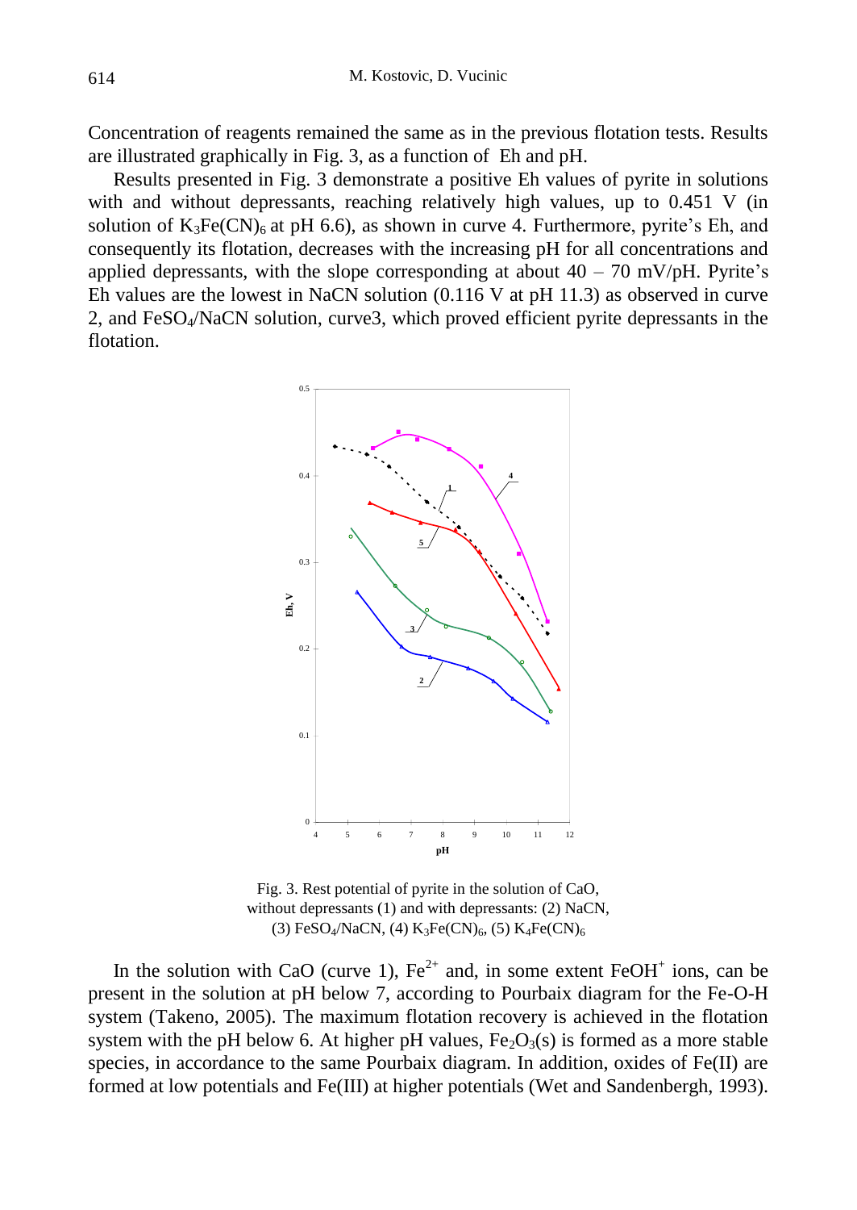Concentration of reagents remained the same as in the previous flotation tests. Results are illustrated graphically in Fig. 3, as a function of Eh and pH.

Results presented in Fig. 3 demonstrate a positive Eh values of pyrite in solutions with and without depressants, reaching relatively high values, up to 0.451 V (in solution of $K_3Fe(CN)_6$ at pH 6.6), as shown in curve 4. Furthermore, pyrite's Eh, and consequently its flotation, decreases with the increasing pH for all concentrations and applied depressants, with the slope corresponding at about 40 – 70 mV/pH. Pyrite's Eh values are the lowest in NaCN solution (0.116 V at pH 11.3) as observed in curve 2, and $FeSO_4$/NaCN solution, curve3, which proved efficient pyrite depressants in the flotation.

Fig. 3. Rest potential of pyrite in the solution of CaO, without depressants (1) and with depressants: (2) NaCN, (3) $FeSO_4$/NaCN, (4) $K_3Fe(CN)_6$, (5) $K_4Fe(CN)_6$

In the solution with CaO (curve 1), $Fe^{2+}$ and, in some extent $FeOH^+$ ions, can be present in the solution at pH below 7, according to Pourbaix diagram for the Fe-O-H system (Takeno, 2005). The maximum flotation recovery is achieved in the flotation system with the pH below 6. At higher pH values, $Fe_2O_3$(s) is formed as a more stable species, in accordance to the same Pourbaix diagram. In addition, oxides of Fe(II) are formed at low potentials and Fe(III) at higher potentials (Wet and Sandenbergh, 1993).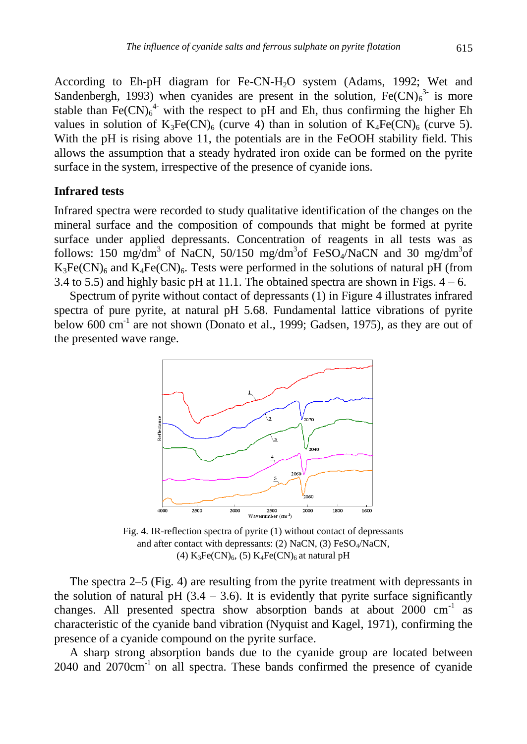According to Eh-pH diagram for Fe-CN-$H_2O$ system (Adams, 1992; Wet and Sandenbergh, 1993) when cyanides are present in the solution, $Fe(CN)_6^{3-}$ is more stable than $Fe(CN)_6^{4-}$ with the respect to pH and Eh, thus confirming the higher Eh values in solution of $K_3Fe(CN)_6$ (curve 4) than in solution of $K_4Fe(CN)_6$ (curve 5). With the pH is rising above 11, the potentials are in the FeOOH stability field. This allows the assumption that a steady hydrated iron oxide can be formed on the pyrite surface in the system, irrespective of the presence of cyanide ions.

### Infrared tests

Infrared spectra were recorded to study qualitative identification of the changes on the mineral surface and the composition of compounds that might be formed at pyrite surface under applied depressants. Concentration of reagents in all tests was as follows: 150 mg/dm$^3$ of NaCN, 50/150 mg/dm$^3$of $FeSO_4$/NaCN and 30 mg/dm$^3$of $K_3Fe(CN)_6$ and $K_4Fe(CN)_6$. Tests were performed in the solutions of natural pH (from 3.4 to 5.5) and highly basic pH at 11.1. The obtained spectra are shown in Figs. 4 – 6.

Spectrum of pyrite without contact of depressants (1) in Figure 4 illustrates infrared spectra of pure pyrite, at natural pH 5.68. Fundamental lattice vibrations of pyrite below 600 cm$^{-1}$ are not shown (Donato et al., 1999; Gadsen, 1975), as they are out of the presented wave range.

Fig. 4. IR-reflection spectra of pyrite (1) without contact of depressants and after contact with depressants: (2) NaCN, (3) $FeSO_4$/NaCN, (4) $K_3Fe(CN)_6$, (5) $K_4Fe(CN)_6$ at natural pH

The spectra 2–5 (Fig. 4) are resulting from the pyrite treatment with depressants in the solution of natural pH (3.4 – 3.6). It is evidently that pyrite surface significantly changes. All presented spectra show absorption bands at about 2000 cm$^{-1}$ as characteristic of the cyanide band vibration (Nyquist and Kagel, 1971), confirming the presence of a cyanide compound on the pyrite surface.

A sharp strong absorption bands due to the cyanide group are located between 2040 and 2070cm$^{-1}$ on all spectra. These bands confirmed the presence of cyanide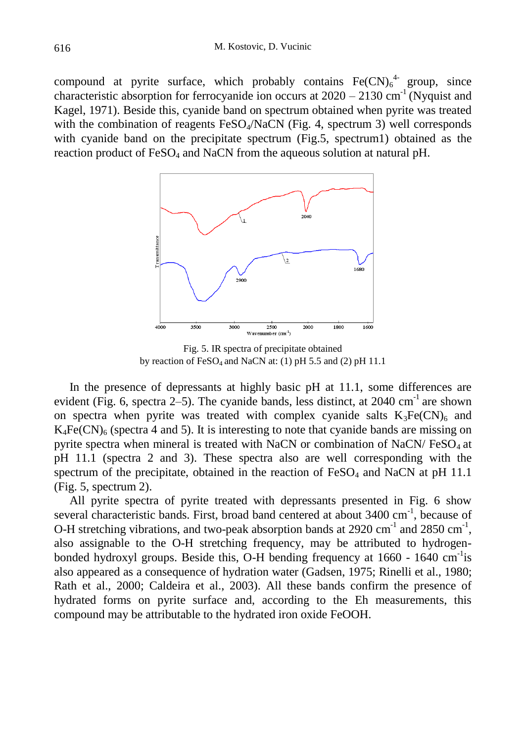compound at pyrite surface, which probably contains $Fe(CN)_6^{4-}$ group, since characteristic absorption for ferrocyanide ion occurs at 2020 – 2130 $cm^{-1}$ (Nyquist and Kagel, 1971). Beside this, cyanide band on spectrum obtained when pyrite was treated with the combination of reagents $FeSO_4$/NaCN (Fig. 4, spectrum 3) well corresponds with cyanide band on the precipitate spectrum (Fig.5, spectrum1) obtained as the reaction product of $FeSO_4$ and NaCN from the aqueous solution at natural pH.

Fig. 5. IR spectra of precipitate obtained by reaction of $FeSO_4$ and NaCN at: (1) pH 5.5 and (2) pH 11.1

In the presence of depressants at highly basic pH at 11.1, some differences are evident (Fig. 6, spectra 2–5). The cyanide bands, less distinct, at 2040 $cm^{-1}$ are shown on spectra when pyrite was treated with complex cyanide salts $K_3Fe(CN)_6$ and $K_4Fe(CN)_6$ (spectra 4 and 5). It is interesting to note that cyanide bands are missing on pyrite spectra when mineral is treated with NaCN or combination of NaCN/ $FeSO_4$ at pH 11.1 (spectra 2 and 3). These spectra also are well corresponding with the spectrum of the precipitate, obtained in the reaction of $FeSO_4$ and NaCN at pH 11.1 (Fig. 5, spectrum 2).

All pyrite spectra of pyrite treated with depressants presented in Fig. 6 show several characteristic bands. First, broad band centered at about 3400 $cm^{-1}$, because of O-H stretching vibrations, and two-peak absorption bands at 2920 $cm^{-1}$ and 2850 $cm^{-1}$, also assignable to the O-H stretching frequency, may be attributed to hydrogen-bonded hydroxyl groups. Beside this, O-H bending frequency at 1660 - 1640 $cm^{-1}$is also appeared as a consequence of hydration water (Gadsen, 1975; Rinelli et al., 1980; Rath et al., 2000; Caldeira et al., 2003). All these bands confirm the presence of hydrated forms on pyrite surface and, according to the Eh measurements, this compound may be attributable to the hydrated iron oxide FeOOH.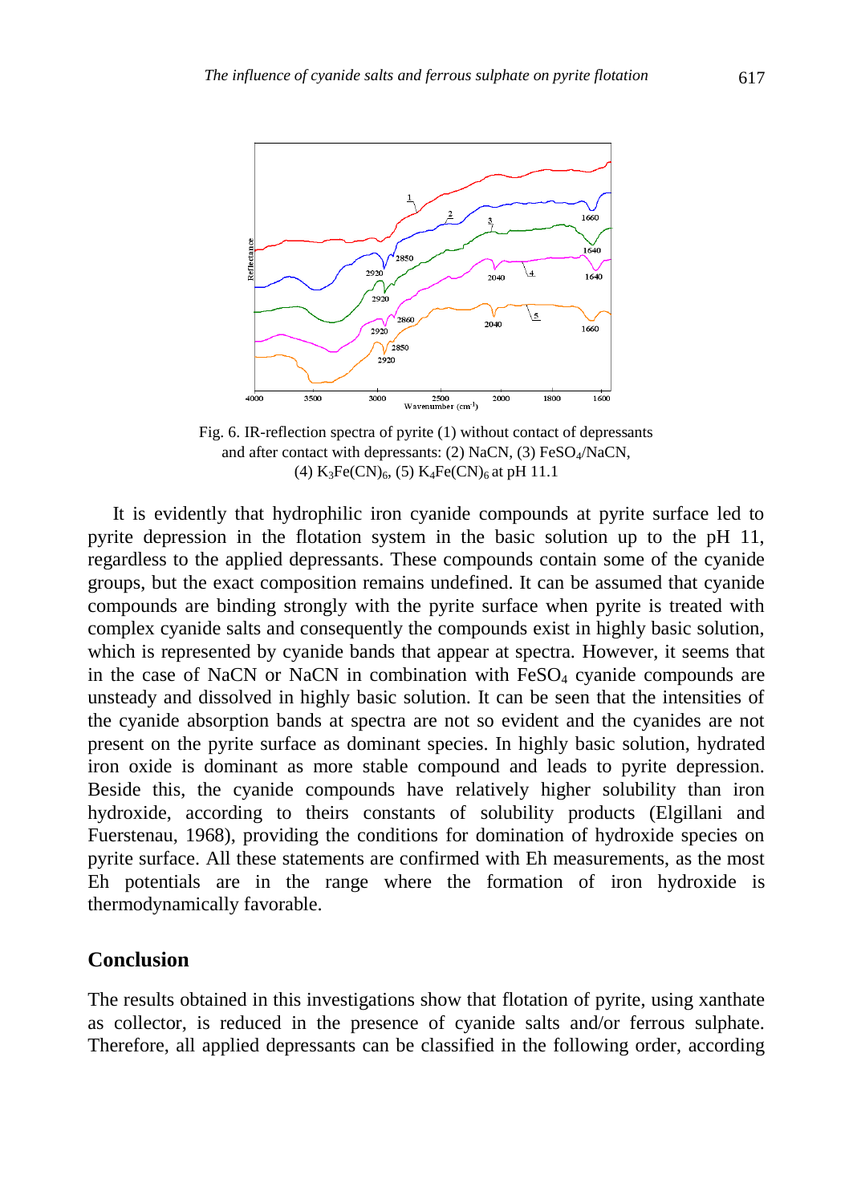Fig. 6. IR-reflection spectra of pyrite (1) without contact of depressants and after contact with depressants: (2) NaCN, (3) $FeSO_4$/NaCN, (4) $K_3Fe(CN)_6$, (5) $K_4Fe(CN)_6$ at pH 11.1

It is evidently that hydrophilic iron cyanide compounds at pyrite surface led to pyrite depression in the flotation system in the basic solution up to the pH 11, regardless to the applied depressants. These compounds contain some of the cyanide groups, but the exact composition remains undefined. It can be assumed that cyanide compounds are binding strongly with the pyrite surface when pyrite is treated with complex cyanide salts and consequently the compounds exist in highly basic solution, which is represented by cyanide bands that appear at spectra. However, it seems that in the case of NaCN or NaCN in combination with $FeSO_4$ cyanide compounds are unsteady and dissolved in highly basic solution. It can be seen that the intensities of the cyanide absorption bands at spectra are not so evident and the cyanides are not present on the pyrite surface as dominant species. In highly basic solution, hydrated iron oxide is dominant as more stable compound and leads to pyrite depression. Beside this, the cyanide compounds have relatively higher solubility than iron hydroxide, according to theirs constants of solubility products (Elgillani and Fuerstenau, 1968), providing the conditions for domination of hydroxide species on pyrite surface. All these statements are confirmed with Eh measurements, as the most Eh potentials are in the range where the formation of iron hydroxide is thermodynamically favorable.

## Conclusion

The results obtained in this investigations show that flotation of pyrite, using xanthate as collector, is reduced in the presence of cyanide salts and/or ferrous sulphate. Therefore, all applied depressants can be classified in the following order, according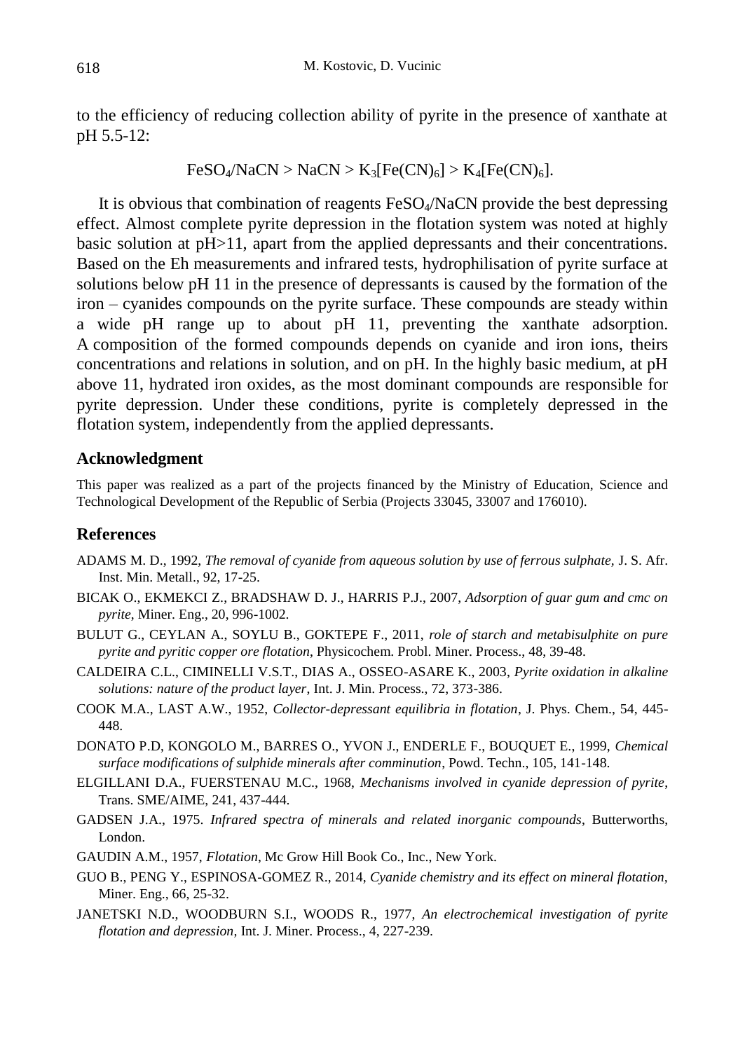to the efficiency of reducing collection ability of pyrite in the presence of xanthate at pH 5.5-12:

$$FeSO_4/NaCN > NaCN > K_3[Fe(CN)_6] > K_4[Fe(CN)_6].$$

It is obvious that combination of reagents $FeSO_4$/NaCN provide the best depressing effect. Almost complete pyrite depression in the flotation system was noted at highly basic solution at pH>11, apart from the applied depressants and their concentrations. Based on the Eh measurements and infrared tests, hydrophilisation of pyrite surface at solutions below pH 11 in the presence of depressants is caused by the formation of the iron – cyanides compounds on the pyrite surface. These compounds are steady within a wide pH range up to about pH 11, preventing the xanthate adsorption. A composition of the formed compounds depends on cyanide and iron ions, theirs concentrations and relations in solution, and on pH. In the highly basic medium, at pH above 11, hydrated iron oxides, as the most dominant compounds are responsible for pyrite depression. Under these conditions, pyrite is completely depressed in the flotation system, independently from the applied depressants.

## Acknowledgment

This paper was realized as a part of the projects financed by the Ministry of Education, Science and Technological Development of the Republic of Serbia (Projects 33045, 33007 and 176010).

## References

ADAMS M. D., 1992, *The removal of cyanide from aqueous solution by use of ferrous sulphate*, J. S. Afr. Inst. Min. Metall., 92, 17-25.

BICAK O., EKMEKCI Z., BRADSHAW D. J., HARRIS P.J., 2007, *Adsorption of guar gum and cmc on pyrite*, Miner. Eng., 20, 996-1002.

BULUT G., CEYLAN A., SOYLU B., GOKTEPE F., 2011, *role of starch and metabisulphite on pure pyrite and pyritic copper ore flotation*, Physicochem. Probl. Miner. Process., 48, 39-48.

CALDEIRA C.L., CIMINELLI V.S.T., DIAS A., OSSEO-ASARE K., 2003, *Pyrite oxidation in alkaline solutions: nature of the product layer*, Int. J. Min. Process., 72, 373-386.

COOK M.A., LAST A.W., 1952, *Collector-depressant equilibria in flotation*, J. Phys. Chem., 54, 445-448.

DONATO P.D, KONGOLO M., BARRES O., YVON J., ENDERLE F., BOUQUET E., 1999, *Chemical surface modifications of sulphide minerals after comminution*, Powd. Techn., 105, 141-148.

ELGILLANI D.A., FUERSTENAU M.C., 1968, *Mechanisms involved in cyanide depression of pyrite*, Trans. SME/AIME, 241, 437-444.

GADSEN J.A., 1975. *Infrared spectra of minerals and related inorganic compounds*, Butterworths, London.

GAUDIN A.M., 1957, *Flotation*, Mc Grow Hill Book Co., Inc., New York.

GUO B., PENG Y., ESPINOSA-GOMEZ R., 2014, *Cyanide chemistry and its effect on mineral flotation*, Miner. Eng., 66, 25-32.

JANETSKI N.D., WOODBURN S.I., WOODS R., 1977, *An electrochemical investigation of pyrite flotation and depression*, Int. J. Miner. Process., 4, 227-239.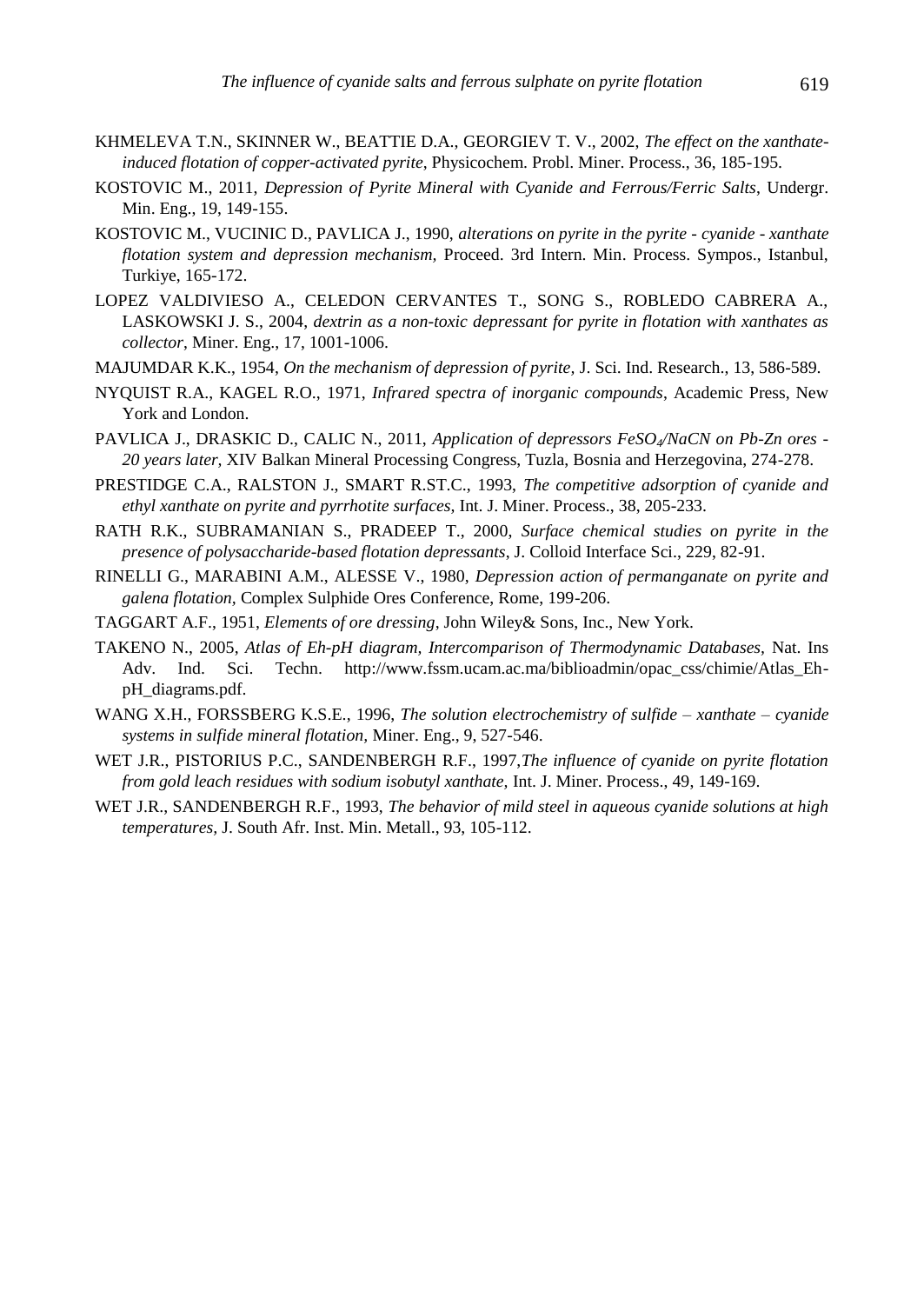KHMELEVA T.N., SKINNER W., BEATTIE D.A., GEORGIEV T. V., 2002, *The effect on the xanthate-induced flotation of copper-activated pyrite*, Physicochem. Probl. Miner. Process., 36, 185-195.

KOSTOVIC M., 2011, *Depression of Pyrite Mineral with Cyanide and Ferrous/Ferric Salts*, Undergr. Min. Eng., 19, 149-155.

KOSTOVIC M., VUCINIC D., PAVLICA J., 1990, *alterations on pyrite in the pyrite - cyanide - xanthate flotation system and depression mechanism*, Proceed. 3rd Intern. Min. Process. Sympos., Istanbul, Turkiye, 165-172.

LOPEZ VALDIVIESO A., CELEDON CERVANTES T., SONG S., ROBLEDO CABRERA A., LASKOWSKI J. S., 2004, *dextrin as a non-toxic depressant for pyrite in flotation with xanthates as collector*, Miner. Eng., 17, 1001-1006.

MAJUMDAR K.K., 1954, *On the mechanism of depression of pyrite*, J. Sci. Ind. Research., 13, 586-589.

NYQUIST R.A., KAGEL R.O., 1971, *Infrared spectra of inorganic compounds*, Academic Press, New York and London.

PAVLICA J., DRASKIC D., CALIC N., 2011, *Application of depressors $FeSO_4$/NaCN on Pb-Zn ores - 20 years later*, XIV Balkan Mineral Processing Congress, Tuzla, Bosnia and Herzegovina, 274-278.

PRESTIDGE C.A., RALSTON J., SMART R.ST.C., 1993, *The competitive adsorption of cyanide and ethyl xanthate on pyrite and pyrrhotite surfaces*, Int. J. Miner. Process., 38, 205-233.

RATH R.K., SUBRAMANIAN S., PRADEEP T., 2000, *Surface chemical studies on pyrite in the presence of polysaccharide-based flotation depressants*, J. Colloid Interface Sci., 229, 82-91.

RINELLI G., MARABINI A.M., ALESSE V., 1980, *Depression action of permanganate on pyrite and galena flotation*, Complex Sulphide Ores Conference, Rome, 199-206.

TAGGART A.F., 1951, *Elements of ore dressing*, John Wiley& Sons, Inc., New York.

TAKENO N., 2005, *Atlas of Eh-pH diagram, Intercomparison of Thermodynamic Databases*, Nat. Ins Adv. Ind. Sci. Techn. http://www.fssm.ucam.ac.ma/biblioadmin/opac_css/chimie/Atlas_Eh-pH_diagrams.pdf.

WANG X.H., FORSSBERG K.S.E., 1996, *The solution electrochemistry of sulfide – xanthate – cyanide systems in sulfide mineral flotation*, Miner. Eng., 9, 527-546.

WET J.R., PISTORIUS P.C., SANDENBERGH R.F., 1997, *The influence of cyanide on pyrite flotation from gold leach residues with sodium isobutyl xanthate*, Int. J. Miner. Process., 49, 149-169.

WET J.R., SANDENBERGH R.F., 1993, *The behavior of mild steel in aqueous cyanide solutions at high temperatures*, J. South Afr. Inst. Min. Metall., 93, 105-112.